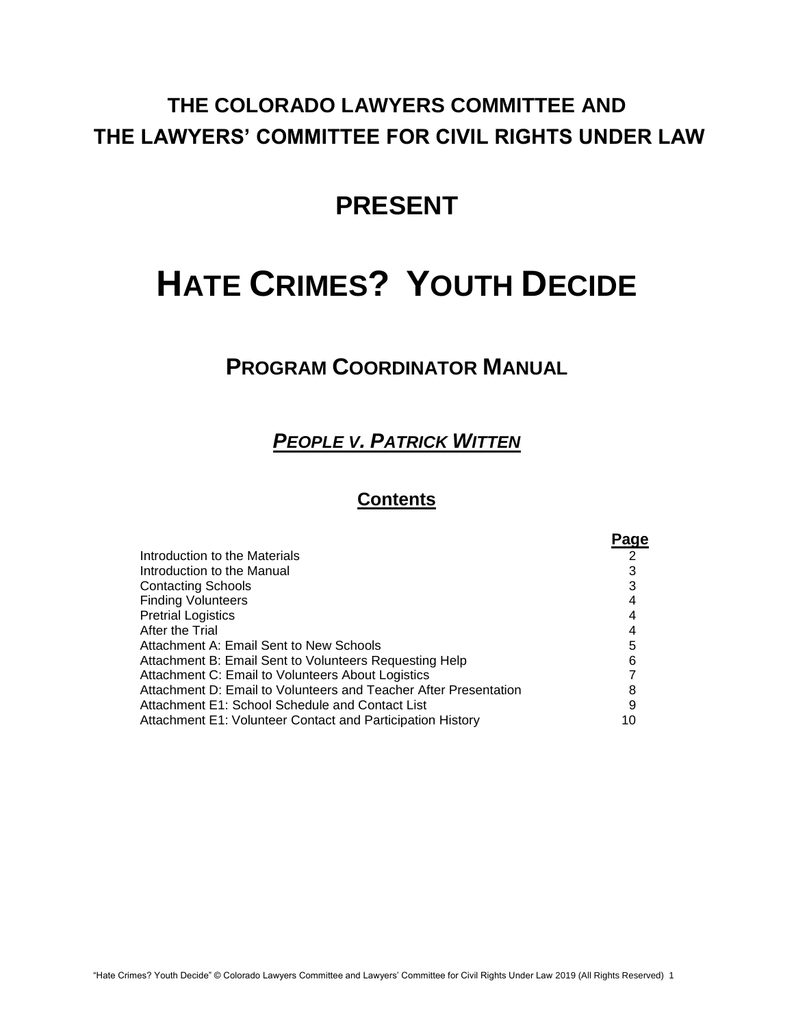# THE COLORADO LAWYERS COMMITTEE AND THE LAWYERS' COMMITTEE FOR CIVIL RIGHTS UNDER LAW

## PRESENT

# HATE CRIMES? YOUTH DECIDE

## PROGRAM COORDINATOR MANUAL

### *PEOPLE V. PATRICK WITTEN*

### Contents

| | Page |
|---|---|
| Introduction to the Materials | 2 |
| Introduction to the Manual | 3 |
| Contacting Schools | 3 |
| Finding Volunteers | 4 |
| Pretrial Logistics | 4 |
| After the Trial | 4 |
| Attachment A: Email Sent to New Schools | 5 |
| Attachment B: Email Sent to Volunteers Requesting Help | 6 |
| Attachment C: Email to Volunteers About Logistics | 7 |
| Attachment D: Email to Volunteers and Teacher After Presentation | 8 |
| Attachment E1: School Schedule and Contact List | 9 |
| Attachment E1: Volunteer Contact and Participation History | 10 |

"Hate Crimes? Youth Decide" © Colorado Lawyers Committee and Lawyers' Committee for Civil Rights Under Law 2019 (All Rights Reserved)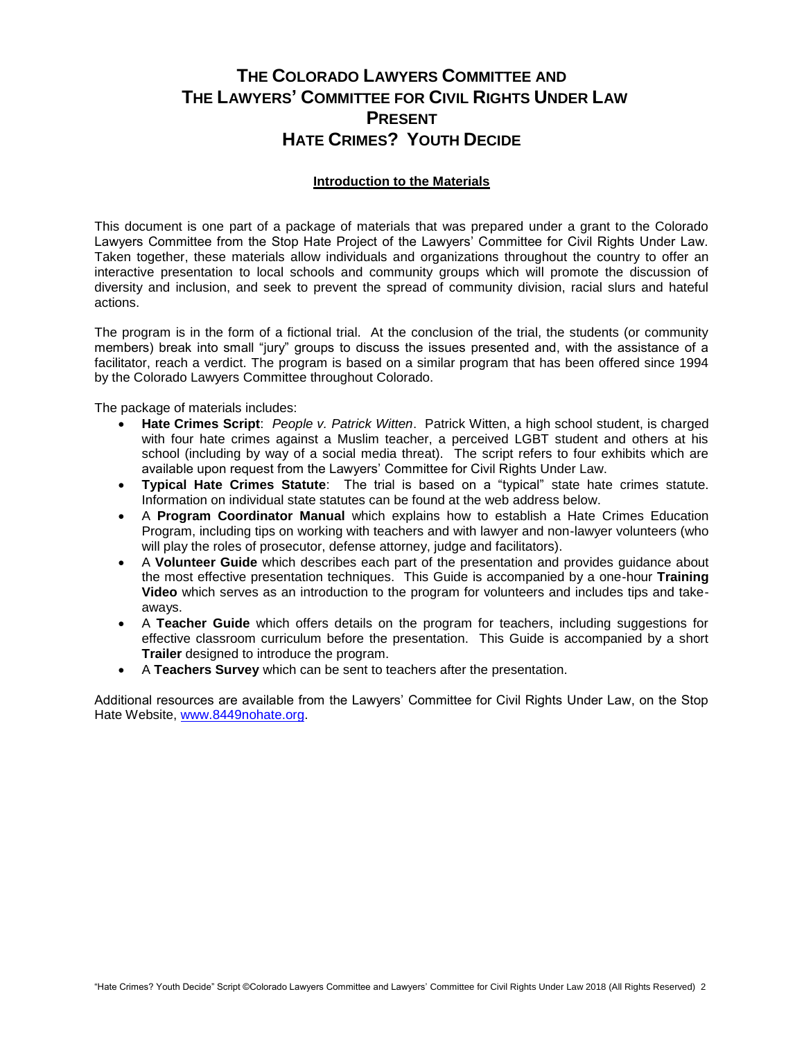# THE COLORADO LAWYERS COMMITTEE AND THE LAWYERS' COMMITTEE FOR CIVIL RIGHTS UNDER LAW PRESENT HATE CRIMES? YOUTH DECIDE

## Introduction to the Materials

This document is one part of a package of materials that was prepared under a grant to the Colorado Lawyers Committee from the Stop Hate Project of the Lawyers' Committee for Civil Rights Under Law. Taken together, these materials allow individuals and organizations throughout the country to offer an interactive presentation to local schools and community groups which will promote the discussion of diversity and inclusion, and seek to prevent the spread of community division, racial slurs and hateful actions.

The program is in the form of a fictional trial. At the conclusion of the trial, the students (or community members) break into small "jury" groups to discuss the issues presented and, with the assistance of a facilitator, reach a verdict. The program is based on a similar program that has been offered since 1994 by the Colorado Lawyers Committee throughout Colorado.

The package of materials includes:

- **Hate Crimes Script**: *People v. Patrick Witten*. Patrick Witten, a high school student, is charged with four hate crimes against a Muslim teacher, a perceived LGBT student and others at his school (including by way of a social media threat). The script refers to four exhibits which are available upon request from the Lawyers' Committee for Civil Rights Under Law.
- **Typical Hate Crimes Statute**: The trial is based on a "typical" state hate crimes statute. Information on individual state statutes can be found at the web address below.
- A **Program Coordinator Manual** which explains how to establish a Hate Crimes Education Program, including tips on working with teachers and with lawyer and non-lawyer volunteers (who will play the roles of prosecutor, defense attorney, judge and facilitators).
- A **Volunteer Guide** which describes each part of the presentation and provides guidance about the most effective presentation techniques. This Guide is accompanied by a one-hour **Training Video** which serves as an introduction to the program for volunteers and includes tips and take-aways.
- A **Teacher Guide** which offers details on the program for teachers, including suggestions for effective classroom curriculum before the presentation. This Guide is accompanied by a short **Trailer** designed to introduce the program.
- A **Teachers Survey** which can be sent to teachers after the presentation.

Additional resources are available from the Lawyers' Committee for Civil Rights Under Law, on the Stop Hate Website, www.8449nohate.org.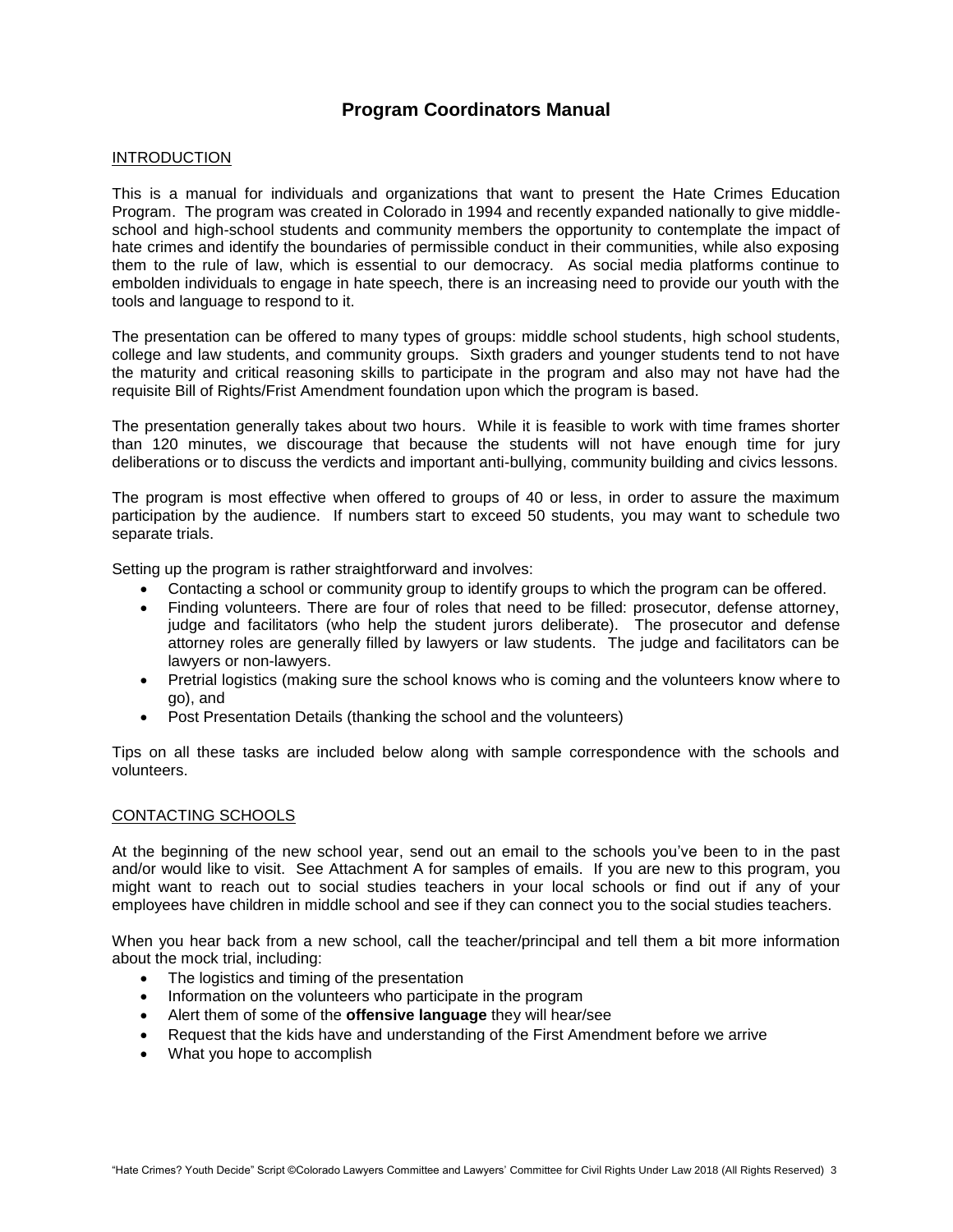# Program Coordinators Manual

## INTRODUCTION

This is a manual for individuals and organizations that want to present the Hate Crimes Education Program. The program was created in Colorado in 1994 and recently expanded nationally to give middle-school and high-school students and community members the opportunity to contemplate the impact of hate crimes and identify the boundaries of permissible conduct in their communities, while also exposing them to the rule of law, which is essential to our democracy. As social media platforms continue to embolden individuals to engage in hate speech, there is an increasing need to provide our youth with the tools and language to respond to it.

The presentation can be offered to many types of groups: middle school students, high school students, college and law students, and community groups. Sixth graders and younger students tend to not have the maturity and critical reasoning skills to participate in the program and also may not have had the requisite Bill of Rights/Frist Amendment foundation upon which the program is based.

The presentation generally takes about two hours. While it is feasible to work with time frames shorter than 120 minutes, we discourage that because the students will not have enough time for jury deliberations or to discuss the verdicts and important anti-bullying, community building and civics lessons.

The program is most effective when offered to groups of 40 or less, in order to assure the maximum participation by the audience. If numbers start to exceed 50 students, you may want to schedule two separate trials.

Setting up the program is rather straightforward and involves:

- Contacting a school or community group to identify groups to which the program can be offered.
- Finding volunteers. There are four of roles that need to be filled: prosecutor, defense attorney, judge and facilitators (who help the student jurors deliberate). The prosecutor and defense attorney roles are generally filled by lawyers or law students. The judge and facilitators can be lawyers or non-lawyers.
- Pretrial logistics (making sure the school knows who is coming and the volunteers know where to go), and
- Post Presentation Details (thanking the school and the volunteers)

Tips on all these tasks are included below along with sample correspondence with the schools and volunteers.

## CONTACTING SCHOOLS

At the beginning of the new school year, send out an email to the schools you've been to in the past and/or would like to visit. See Attachment A for samples of emails. If you are new to this program, you might want to reach out to social studies teachers in your local schools or find out if any of your employees have children in middle school and see if they can connect you to the social studies teachers.

When you hear back from a new school, call the teacher/principal and tell them a bit more information about the mock trial, including:

- The logistics and timing of the presentation
- Information on the volunteers who participate in the program
- Alert them of some of the **offensive language** they will hear/see
- Request that the kids have and understanding of the First Amendment before we arrive
- What you hope to accomplish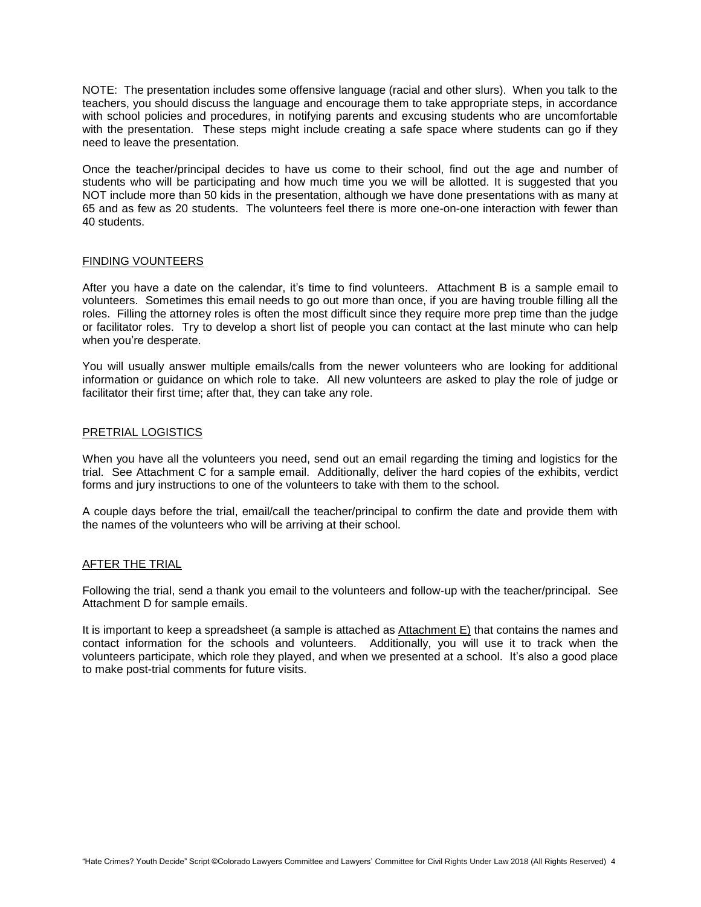NOTE: The presentation includes some offensive language (racial and other slurs). When you talk to the teachers, you should discuss the language and encourage them to take appropriate steps, in accordance with school policies and procedures, in notifying parents and excusing students who are uncomfortable with the presentation. These steps might include creating a safe space where students can go if they need to leave the presentation.

Once the teacher/principal decides to have us come to their school, find out the age and number of students who will be participating and how much time you we will be allotted. It is suggested that you NOT include more than 50 kids in the presentation, although we have done presentations with as many at 65 and as few as 20 students. The volunteers feel there is more one-on-one interaction with fewer than 40 students.

## FINDING VOUNTEERS

After you have a date on the calendar, it's time to find volunteers. Attachment B is a sample email to volunteers. Sometimes this email needs to go out more than once, if you are having trouble filling all the roles. Filling the attorney roles is often the most difficult since they require more prep time than the judge or facilitator roles. Try to develop a short list of people you can contact at the last minute who can help when you're desperate.

You will usually answer multiple emails/calls from the newer volunteers who are looking for additional information or guidance on which role to take. All new volunteers are asked to play the role of judge or facilitator their first time; after that, they can take any role.

## PRETRIAL LOGISTICS

When you have all the volunteers you need, send out an email regarding the timing and logistics for the trial. See Attachment C for a sample email. Additionally, deliver the hard copies of the exhibits, verdict forms and jury instructions to one of the volunteers to take with them to the school.

A couple days before the trial, email/call the teacher/principal to confirm the date and provide them with the names of the volunteers who will be arriving at their school.

## AFTER THE TRIAL

Following the trial, send a thank you email to the volunteers and follow-up with the teacher/principal. See Attachment D for sample emails.

It is important to keep a spreadsheet (a sample is attached as Attachment E) that contains the names and contact information for the schools and volunteers. Additionally, you will use it to track when the volunteers participate, which role they played, and when we presented at a school. It's also a good place to make post-trial comments for future visits.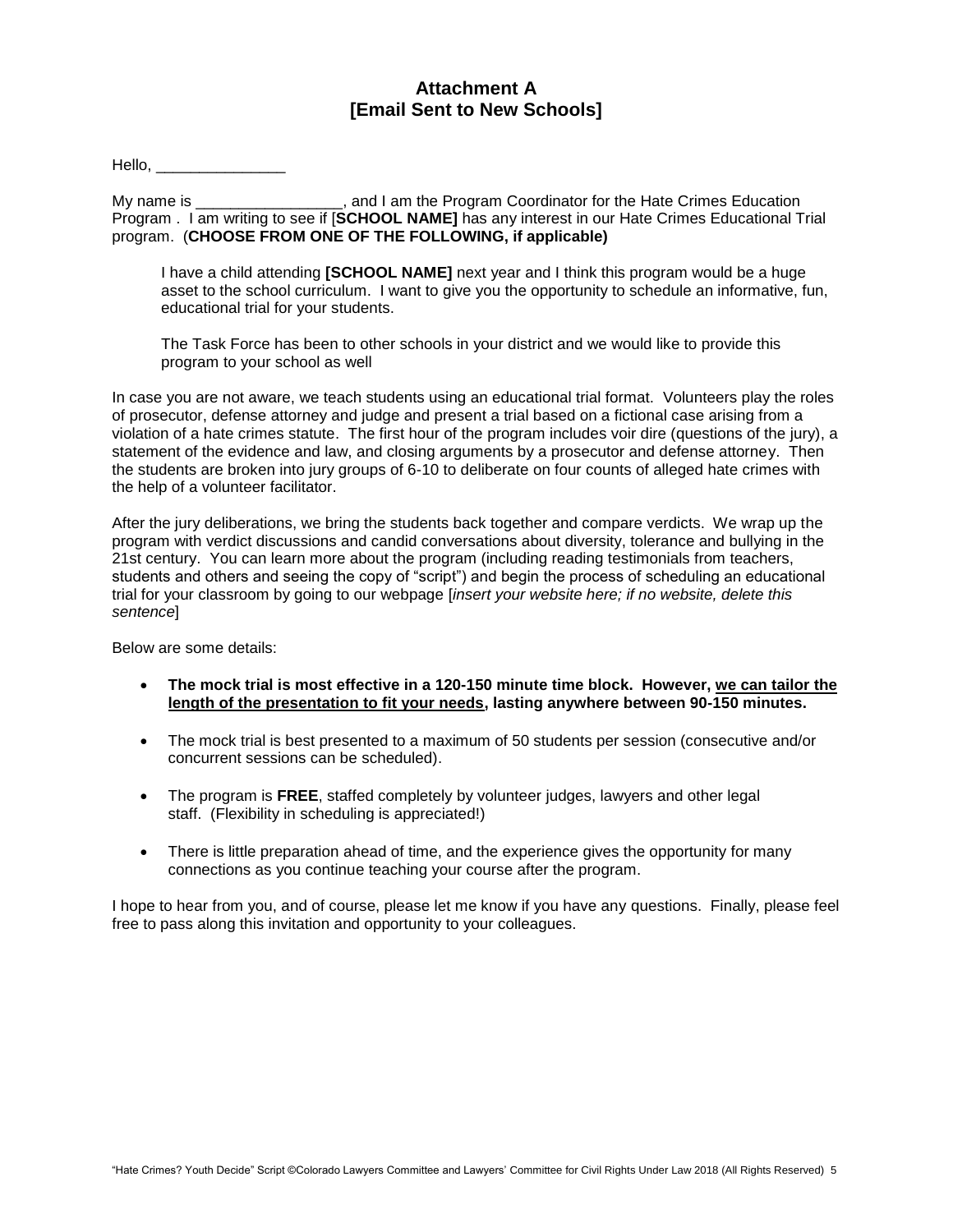# Attachment A
# [Email Sent to New Schools]

Hello, _______________

My name is _________________, and I am the Program Coordinator for the Hate Crimes Education Program . I am writing to see if [**SCHOOL NAME]** has any interest in our Hate Crimes Educational Trial program. (**CHOOSE FROM ONE OF THE FOLLOWING, if applicable)**

> I have a child attending **[SCHOOL NAME]** next year and I think this program would be a huge asset to the school curriculum. I want to give you the opportunity to schedule an informative, fun, educational trial for your students.
>
> The Task Force has been to other schools in your district and we would like to provide this program to your school as well

In case you are not aware, we teach students using an educational trial format. Volunteers play the roles of prosecutor, defense attorney and judge and present a trial based on a fictional case arising from a violation of a hate crimes statute. The first hour of the program includes voir dire (questions of the jury), a statement of the evidence and law, and closing arguments by a prosecutor and defense attorney. Then the students are broken into jury groups of 6-10 to deliberate on four counts of alleged hate crimes with the help of a volunteer facilitator.

After the jury deliberations, we bring the students back together and compare verdicts. We wrap up the program with verdict discussions and candid conversations about diversity, tolerance and bullying in the 21st century. You can learn more about the program (including reading testimonials from teachers, students and others and seeing the copy of "script") and begin the process of scheduling an educational trial for your classroom by going to our webpage [*insert your website here; if no website, delete this sentence*]

Below are some details:

- **The mock trial is most effective in a 120-150 minute time block. However, <u>we can tailor the length of the presentation to fit your needs</u>, lasting anywhere between 90-150 minutes.**
- The mock trial is best presented to a maximum of 50 students per session (consecutive and/or concurrent sessions can be scheduled).
- The program is **FREE**, staffed completely by volunteer judges, lawyers and other legal staff. (Flexibility in scheduling is appreciated!)
- There is little preparation ahead of time, and the experience gives the opportunity for many connections as you continue teaching your course after the program.

I hope to hear from you, and of course, please let me know if you have any questions. Finally, please feel free to pass along this invitation and opportunity to your colleagues.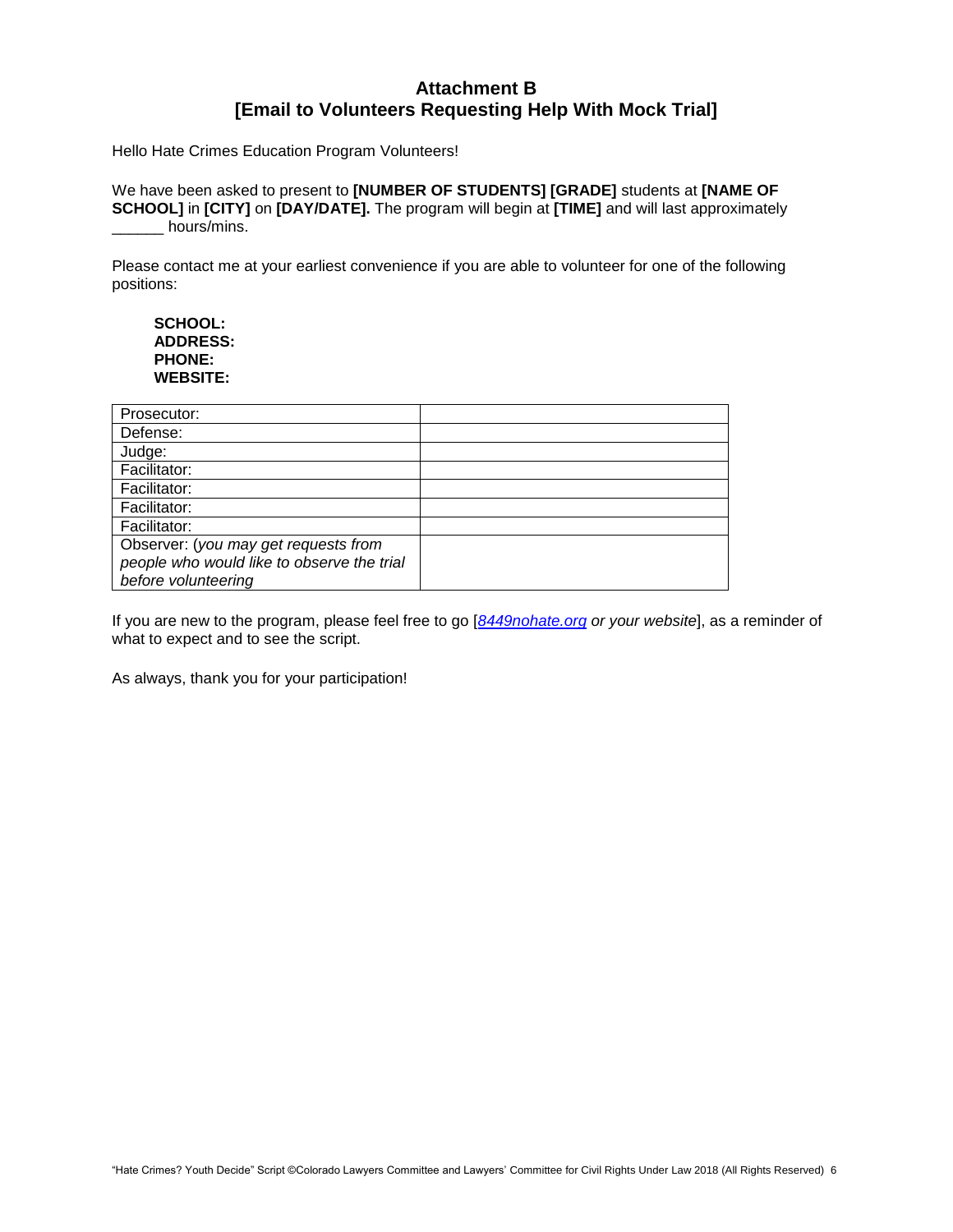## Attachment B
## [Email to Volunteers Requesting Help With Mock Trial]

Hello Hate Crimes Education Program Volunteers!

We have been asked to present to **[NUMBER OF STUDENTS] [GRADE]** students at **[NAME OF SCHOOL]** in **[CITY]** on **[DAY/DATE].** The program will begin at **[TIME]** and will last approximately ______ hours/mins.

Please contact me at your earliest convenience if you are able to volunteer for one of the following positions:

**SCHOOL:**
**ADDRESS:**
**PHONE:**
**WEBSITE:**

| | |
|---|---|
| Prosecutor: | |
| Defense: | |
| Judge: | |
| Facilitator: | |
| Facilitator: | |
| Facilitator: | |
| Facilitator: | |
| Observer: (*you may get requests from people who would like to observe the trial before volunteering* | |

If you are new to the program, please feel free to go [*8449nohate.org or your website*], as a reminder of what to expect and to see the script.

As always, thank you for your participation!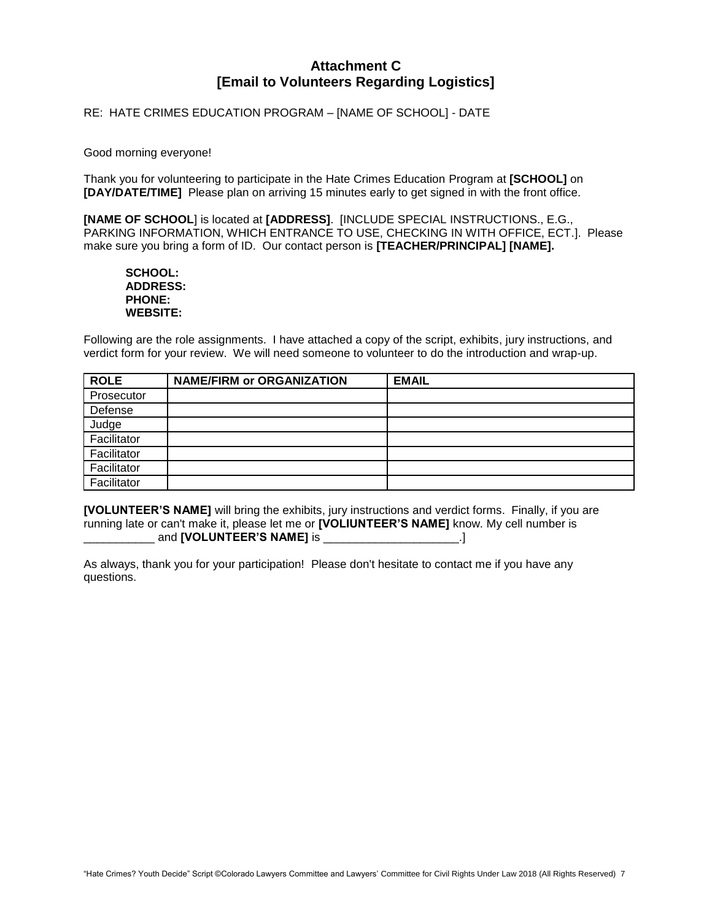## Attachment C
## [Email to Volunteers Regarding Logistics]

RE: HATE CRIMES EDUCATION PROGRAM – [NAME OF SCHOOL] - DATE

Good morning everyone!

Thank you for volunteering to participate in the Hate Crimes Education Program at **[SCHOOL]** on **[DAY/DATE/TIME]** Please plan on arriving 15 minutes early to get signed in with the front office.

**[NAME OF SCHOOL**] is located at **[ADDRESS]**. [INCLUDE SPECIAL INSTRUCTIONS., E.G., PARKING INFORMATION, WHICH ENTRANCE TO USE, CHECKING IN WITH OFFICE, ECT.]. Please make sure you bring a form of ID. Our contact person is **[TEACHER/PRINCIPAL] [NAME].**

> **SCHOOL:**
> **ADDRESS:**
> **PHONE:**
> **WEBSITE:**

Following are the role assignments. I have attached a copy of the script, exhibits, jury instructions, and verdict form for your review. We will need someone to volunteer to do the introduction and wrap-up.

| ROLE | NAME/FIRM or ORGANIZATION | EMAIL |
|---|---|---|
| Prosecutor | | |
| Defense | | |
| Judge | | |
| Facilitator | | |
| Facilitator | | |
| Facilitator | | |
| Facilitator | | |

**[VOLUNTEER'S NAME]** will bring the exhibits, jury instructions and verdict forms. Finally, if you are running late or can't make it, please let me or **[VOLIUNTEER'S NAME]** know. My cell number is ___________ and **[VOLUNTEER'S NAME]** is _____________________.]

As always, thank you for your participation! Please don't hesitate to contact me if you have any questions.

"Hate Crimes? Youth Decide" Script ©Colorado Lawyers Committee and Lawyers' Committee for Civil Rights Under Law 2018 (All Rights Reserved)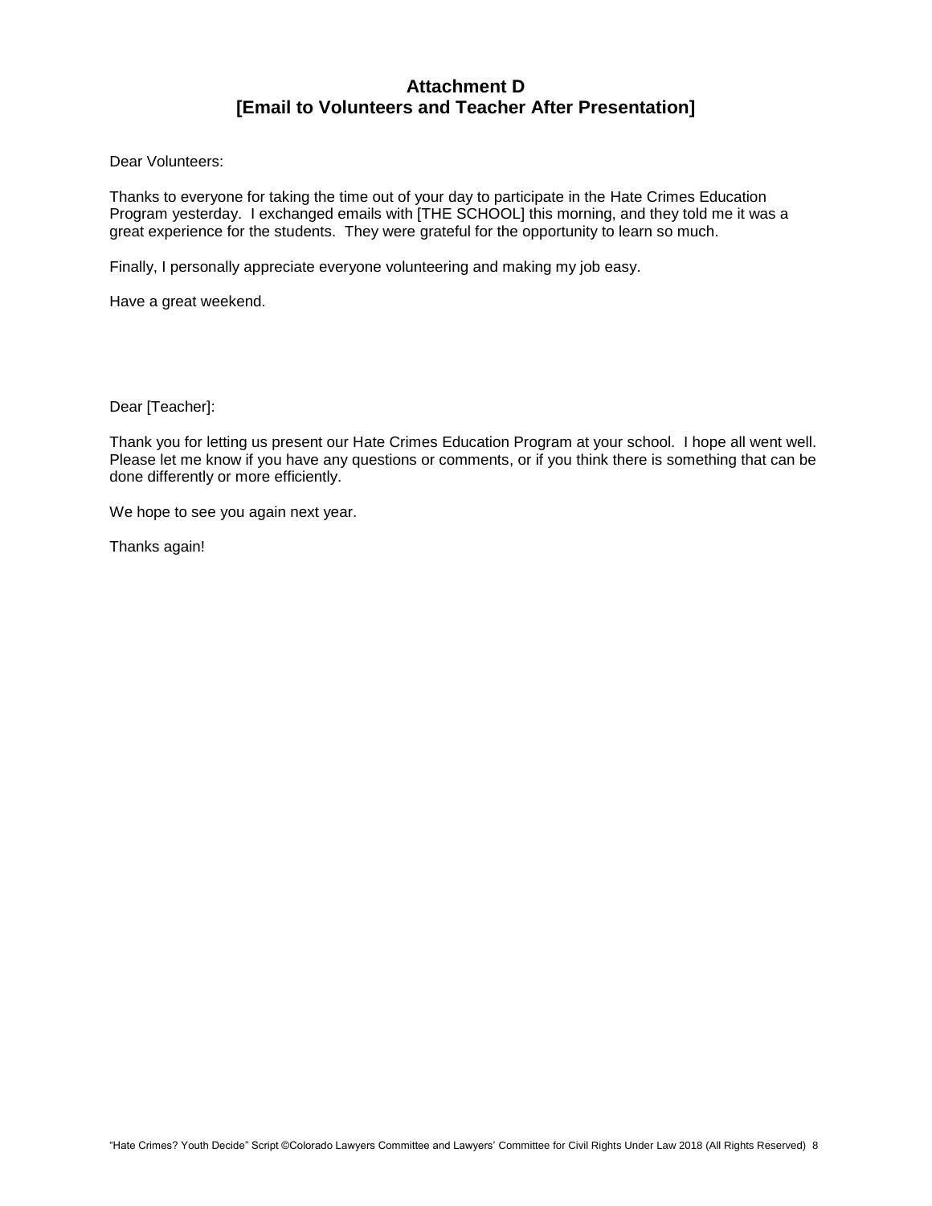## Attachment D
## [Email to Volunteers and Teacher After Presentation]

Dear Volunteers:

Thanks to everyone for taking the time out of your day to participate in the Hate Crimes Education Program yesterday. I exchanged emails with [THE SCHOOL] this morning, and they told me it was a great experience for the students. They were grateful for the opportunity to learn so much.

Finally, I personally appreciate everyone volunteering and making my job easy.

Have a great weekend.

Dear [Teacher]:

Thank you for letting us present our Hate Crimes Education Program at your school. I hope all went well. Please let me know if you have any questions or comments, or if you think there is something that can be done differently or more efficiently.

We hope to see you again next year.

Thanks again!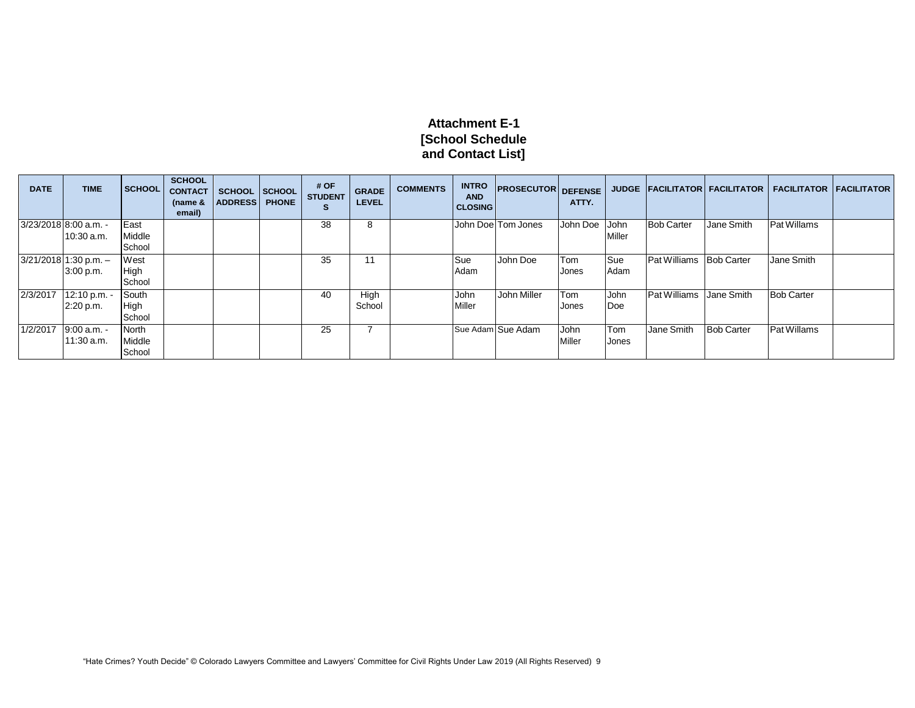**Attachment E-1**
**[School Schedule and Contact List]**

| DATE | TIME | SCHOOL | SCHOOL CONTACT (name & email) | SCHOOL ADDRESS | SCHOOL PHONE | # OF STUDENTS | GRADE LEVEL | COMMENTS | INTRO AND CLOSING | PROSECUTOR | DEFENSE ATTY. | JUDGE | FACILITATOR | FACILITATOR | FACILITATOR | FACILITATOR |
|---|---|---|---|---|---|---|---|---|---|---|---|---|---|---|---|---|
| 3/23/2018 | 8:00 a.m. - 10:30 a.m. | East Middle School | | | | 38 | 8 | | John Doe | Tom Jones | John Doe | John Miller | Bob Carter | Jane Smith | Pat Willams | |
| 3/21/2018 | 1:30 p.m. – 3:00 p.m. | West High School | | | | 35 | 11 | | Sue Adam | John Doe | Tom Jones | Sue Adam | Pat Williams | Bob Carter | Jane Smith | |
| 2/3/2017 | 12:10 p.m. - 2:20 p.m. | South High School | | | | 40 | High School | | John Miller | John Miller | Tom Jones | John Doe | Pat Williams | Jane Smith | Bob Carter | |
| 1/2/2017 | 9:00 a.m. - 11:30 a.m. | North Middle School | | | | 25 | 7 | | Sue Adam | Sue Adam | John Miller | Tom Jones | Jane Smith | Bob Carter | Pat Willams | |

"Hate Crimes? Youth Decide" © Colorado Lawyers Committee and Lawyers' Committee for Civil Rights Under Law 2019 (All Rights Reserved)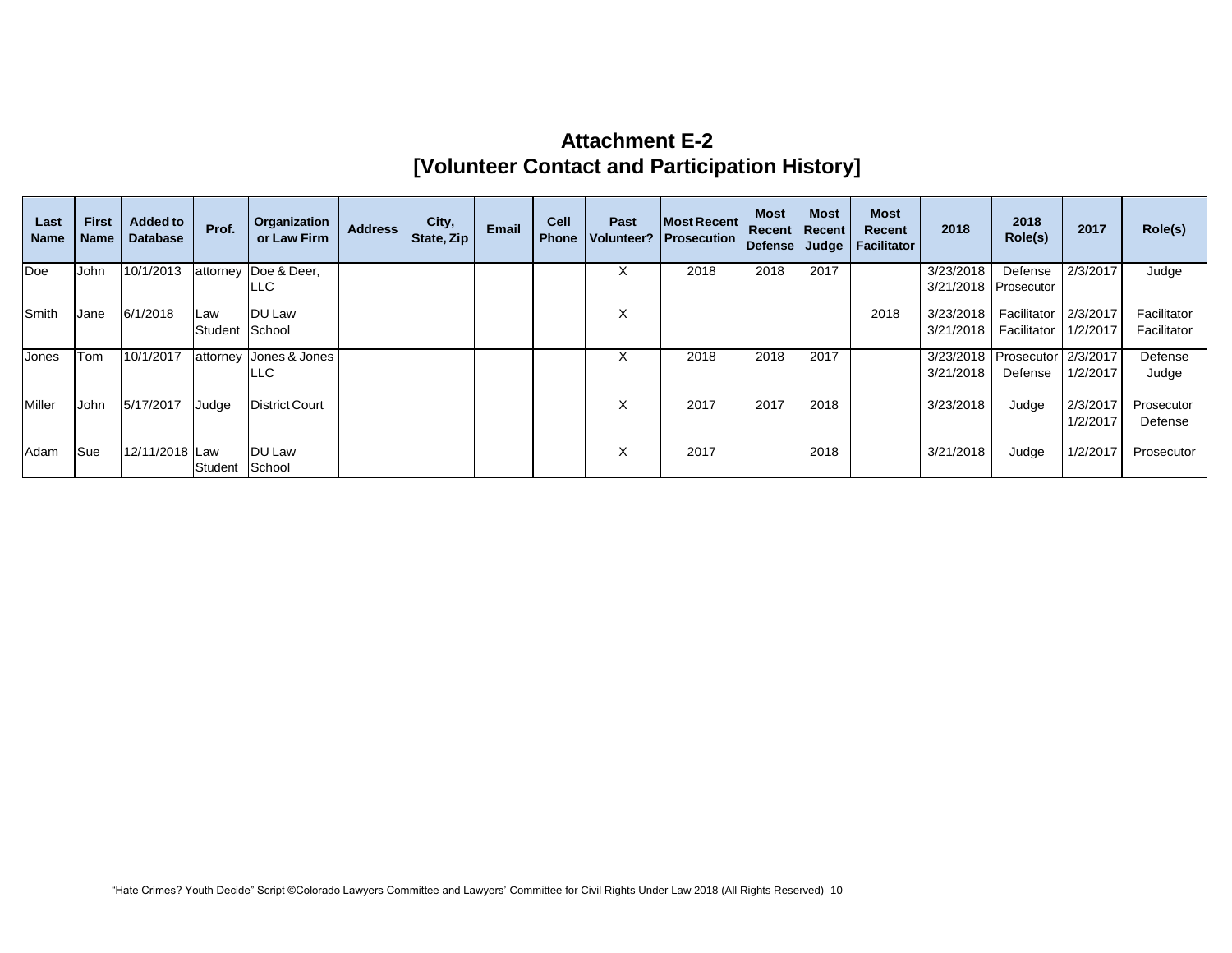# Attachment E-2
## [Volunteer Contact and Participation History]

| Last Name | First Name | Added to Database | Prof. | Organization or Law Firm | Address | City, State, Zip | Email | Cell Phone | Past Volunteer? | Most Recent Prosecution | Most Recent Defense | Most Recent Judge | Most Recent Facilitator | 2018 | 2018 Role(s) | 2017 | Role(s) |
|---|---|---|---|---|---|---|---|---|---|---|---|---|---|---|---|---|---|
| Doe | John | 10/1/2013 | attorney | Doe & Deer, LLC | | | | | X | 2018 | 2018 | 2017 | | 3/23/2018<br>3/21/2018 | Defense<br>Prosecutor | 2/3/2017 | Judge |
| Smith | Jane | 6/1/2018 | Law Student | DU Law School | | | | | X | | | | 2018 | 3/23/2018<br>3/21/2018 | Facilitator<br>Facilitator | 2/3/2017<br>1/2/2017 | Facilitator<br>Facilitator |
| Jones | Tom | 10/1/2017 | attorney | Jones & Jones LLC | | | | | X | 2018 | 2018 | 2017 | | 3/23/2018<br>3/21/2018 | Prosecutor<br>Defense | 2/3/2017<br>1/2/2017 | Defense<br>Judge |
| Miller | John | 5/17/2017 | Judge | District Court | | | | | X | 2017 | 2017 | 2018 | | 3/23/2018 | Judge | 2/3/2017<br>1/2/2017 | Prosecutor<br>Defense |
| Adam | Sue | 12/11/2018 | Law Student | DU Law School | | | | | X | 2017 | | 2018 | | 3/21/2018 | Judge | 1/2/2017 | Prosecutor |

"Hate Crimes? Youth Decide" Script ©Colorado Lawyers Committee and Lawyers' Committee for Civil Rights Under Law 2018 (All Rights Reserved)